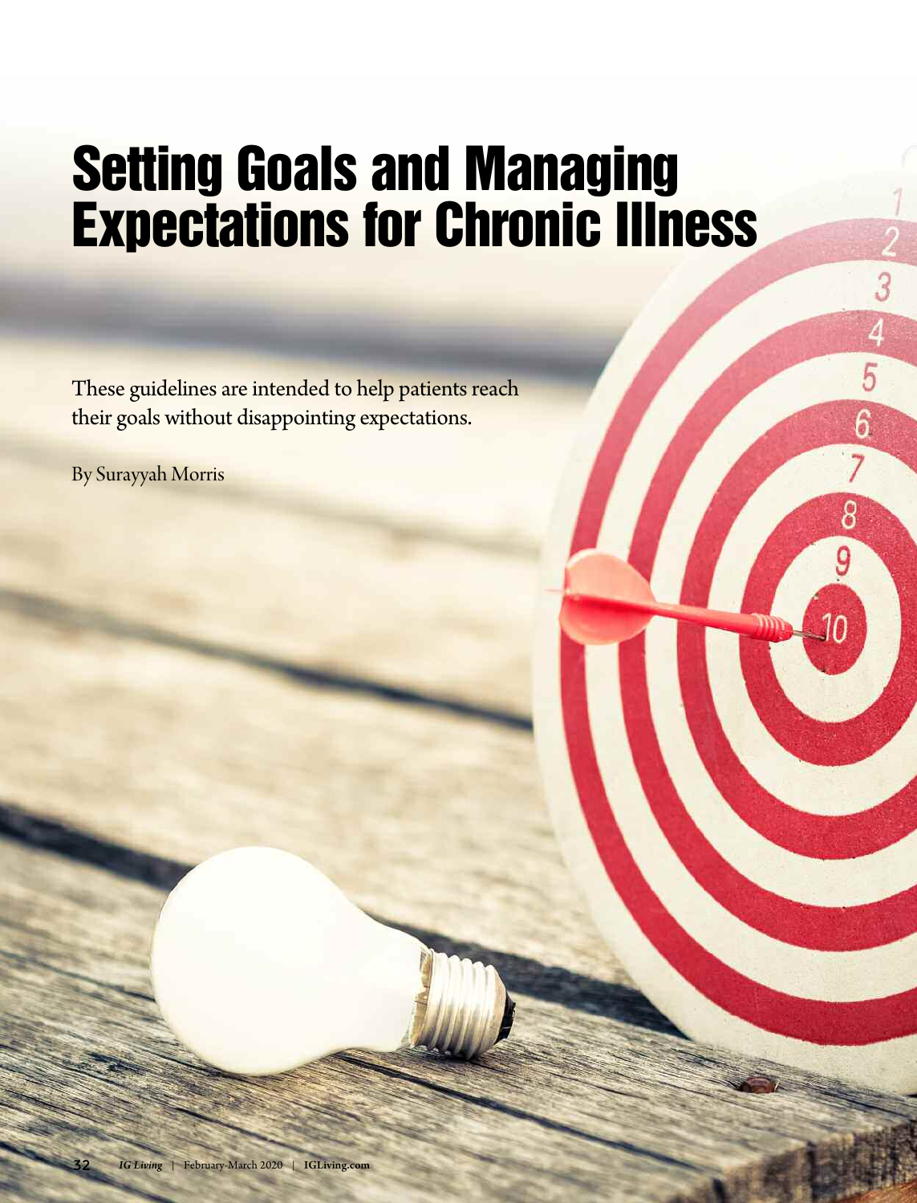# Setting Goals and Managing Expectations for Chronic Illness

These guidelines are intended to help patients reach their goals without disappointing expectations.

By Surayyah Morris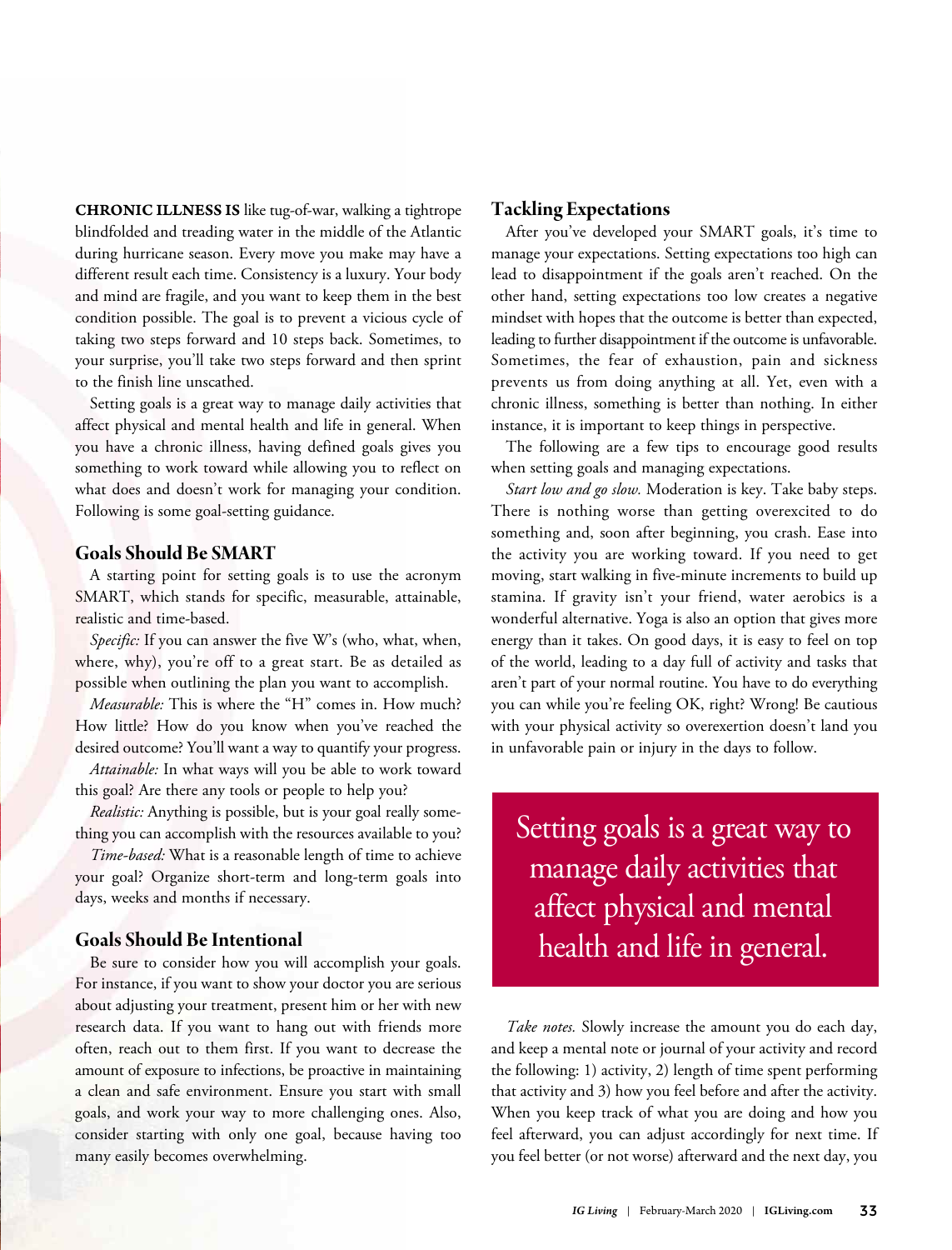**CHRONIC ILLNESS IS** like tug-of-war, walking a tightrope blindfolded and treading water in the middle of the Atlantic during hurricane season. Every move you make may have a different result each time. Consistency is a luxury. Your body and mind are fragile, and you want to keep them in the best condition possible. The goal is to prevent a vicious cycle of taking two steps forward and 10 steps back. Sometimes, to your surprise, you'll take two steps forward and then sprint to the finish line unscathed.

Setting goals is a great way to manage daily activities that affect physical and mental health and life in general. When you have a chronic illness, having defined goals gives you something to work toward while allowing you to reflect on what does and doesn't work for managing your condition. Following is some goal-setting guidance.

## Goals Should Be SMART

A starting point for setting goals is to use the acronym SMART, which stands for specific, measurable, attainable, realistic and time-based.

*Specific:* If you can answer the five W's (who, what, when, where, why), you're off to a great start. Be as detailed as possible when outlining the plan you want to accomplish.

*Measurable:* This is where the "H" comes in. How much? How little? How do you know when you've reached the desired outcome? You'll want a way to quantify your progress.

*Attainable:* In what ways will you be able to work toward this goal? Are there any tools or people to help you?

*Realistic:* Anything is possible, but is your goal really something you can accomplish with the resources available to you?

*Time-based:* What is a reasonable length of time to achieve your goal? Organize short-term and long-term goals into days, weeks and months if necessary.

## Goals Should Be Intentional

Be sure to consider how you will accomplish your goals. For instance, if you want to show your doctor you are serious about adjusting your treatment, present him or her with new research data. If you want to hang out with friends more often, reach out to them first. If you want to decrease the amount of exposure to infections, be proactive in maintaining a clean and safe environment. Ensure you start with small goals, and work your way to more challenging ones. Also, consider starting with only one goal, because having too many easily becomes overwhelming.

## Tackling Expectations

After you've developed your SMART goals, it's time to manage your expectations. Setting expectations too high can lead to disappointment if the goals aren't reached. On the other hand, setting expectations too low creates a negative mindset with hopes that the outcome is better than expected, leading to further disappointment if the outcome is unfavorable. Sometimes, the fear of exhaustion, pain and sickness prevents us from doing anything at all. Yet, even with a chronic illness, something is better than nothing. In either instance, it is important to keep things in perspective.

The following are a few tips to encourage good results when setting goals and managing expectations.

*Start low and go slow.* Moderation is key. Take baby steps. There is nothing worse than getting overexcited to do something and, soon after beginning, you crash. Ease into the activity you are working toward. If you need to get moving, start walking in five-minute increments to build up stamina. If gravity isn't your friend, water aerobics is a wonderful alternative. Yoga is also an option that gives more energy than it takes. On good days, it is easy to feel on top of the world, leading to a day full of activity and tasks that aren't part of your normal routine. You have to do everything you can while you're feeling OK, right? Wrong! Be cautious with your physical activity so overexertion doesn't land you in unfavorable pain or injury in the days to follow.

> Setting goals is a great way to manage daily activities that affect physical and mental health and life in general.

*Take notes.* Slowly increase the amount you do each day, and keep a mental note or journal of your activity and record the following: 1) activity, 2) length of time spent performing that activity and 3) how you feel before and after the activity. When you keep track of what you are doing and how you feel afterward, you can adjust accordingly for next time. If you feel better (or not worse) afterward and the next day, you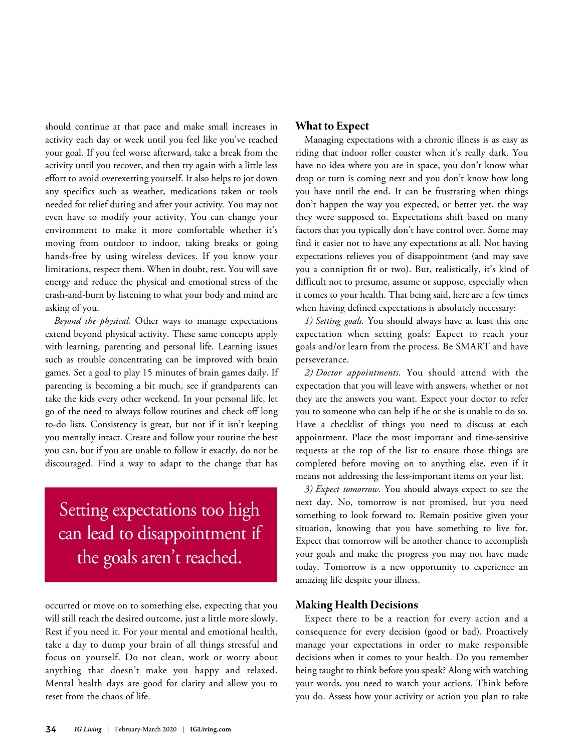should continue at that pace and make small increases in activity each day or week until you feel like you've reached your goal. If you feel worse afterward, take a break from the activity until you recover, and then try again with a little less effort to avoid overexerting yourself. It also helps to jot down any specifics such as weather, medications taken or tools needed for relief during and after your activity. You may not even have to modify your activity. You can change your environment to make it more comfortable whether it's moving from outdoor to indoor, taking breaks or going hands-free by using wireless devices. If you know your limitations, respect them. When in doubt, rest. You will save energy and reduce the physical and emotional stress of the crash-and-burn by listening to what your body and mind are asking of you.

*Beyond the physical.* Other ways to manage expectations extend beyond physical activity. These same concepts apply with learning, parenting and personal life. Learning issues such as trouble concentrating can be improved with brain games. Set a goal to play 15 minutes of brain games daily. If parenting is becoming a bit much, see if grandparents can take the kids every other weekend. In your personal life, let go of the need to always follow routines and check off long to-do lists. Consistency is great, but not if it isn't keeping you mentally intact. Create and follow your routine the best you can, but if you are unable to follow it exactly, do not be discouraged. Find a way to adapt to the change that has occurred or move on to something else, expecting that you will still reach the desired outcome, just a little more slowly. Rest if you need it. For your mental and emotional health, take a day to dump your brain of all things stressful and focus on yourself. Do not clean, work or worry about anything that doesn't make you happy and relaxed. Mental health days are good for clarity and allow you to reset from the chaos of life.

> Setting expectations too high can lead to disappointment if the goals aren't reached.

## What to Expect

Managing expectations with a chronic illness is as easy as riding that indoor roller coaster when it's really dark. You have no idea where you are in space, you don't know what drop or turn is coming next and you don't know how long you have until the end. It can be frustrating when things don't happen the way you expected, or better yet, the way they were supposed to. Expectations shift based on many factors that you typically don't have control over. Some may find it easier not to have any expectations at all. Not having expectations relieves you of disappointment (and may save you a conniption fit or two). But, realistically, it's kind of difficult not to presume, assume or suppose, especially when it comes to your health. That being said, here are a few times when having defined expectations is absolutely necessary:

*1) Setting goals.* You should always have at least this one expectation when setting goals: Expect to reach your goals and/or learn from the process. Be SMART and have perseverance.

*2) Doctor appointments.* You should attend with the expectation that you will leave with answers, whether or not they are the answers you want. Expect your doctor to refer you to someone who can help if he or she is unable to do so. Have a checklist of things you need to discuss at each appointment. Place the most important and time-sensitive requests at the top of the list to ensure those things are completed before moving on to anything else, even if it means not addressing the less-important items on your list.

*3) Expect tomorrow.* You should always expect to see the next day. No, tomorrow is not promised, but you need something to look forward to. Remain positive given your situation, knowing that you have something to live for. Expect that tomorrow will be another chance to accomplish your goals and make the progress you may not have made today. Tomorrow is a new opportunity to experience an amazing life despite your illness.

## Making Health Decisions

Expect there to be a reaction for every action and a consequence for every decision (good or bad). Proactively manage your expectations in order to make responsible decisions when it comes to your health. Do you remember being taught to think before you speak? Along with watching your words, you need to watch your actions. Think before you do. Assess how your activity or action you plan to take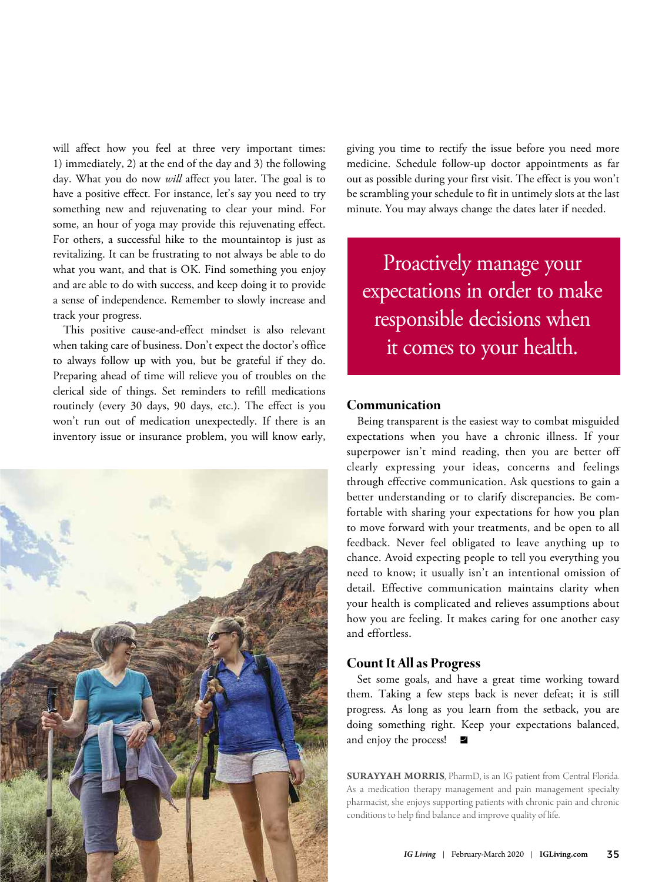will affect how you feel at three very important times: 1) immediately, 2) at the end of the day and 3) the following day. What you do now *will* affect you later. The goal is to have a positive effect. For instance, let's say you need to try something new and rejuvenating to clear your mind. For some, an hour of yoga may provide this rejuvenating effect. For others, a successful hike to the mountaintop is just as revitalizing. It can be frustrating to not always be able to do what you want, and that is OK. Find something you enjoy and are able to do with success, and keep doing it to provide a sense of independence. Remember to slowly increase and track your progress.

This positive cause-and-effect mindset is also relevant when taking care of business. Don't expect the doctor's office to always follow up with you, but be grateful if they do. Preparing ahead of time will relieve you of troubles on the clerical side of things. Set reminders to refill medications routinely (every 30 days, 90 days, etc.). The effect is you won't run out of medication unexpectedly. If there is an inventory issue or insurance problem, you will know early, giving you time to rectify the issue before you need more medicine. Schedule follow-up doctor appointments as far out as possible during your first visit. The effect is you won't be scrambling your schedule to fit in untimely slots at the last minute. You may always change the dates later if needed.

> Proactively manage your expectations in order to make responsible decisions when it comes to your health.

### Communication

Being transparent is the easiest way to combat misguided expectations when you have a chronic illness. If your superpower isn't mind reading, then you are better off clearly expressing your ideas, concerns and feelings through effective communication. Ask questions to gain a better understanding or to clarify discrepancies. Be comfortable with sharing your expectations for how you plan to move forward with your treatments, and be open to all feedback. Never feel obligated to leave anything up to chance. Avoid expecting people to tell you everything you need to know; it usually isn't an intentional omission of detail. Effective communication maintains clarity when your health is complicated and relieves assumptions about how you are feeling. It makes caring for one another easy and effortless.

### Count It All as Progress

Set some goals, and have a great time working toward them. Taking a few steps back is never defeat; it is still progress. As long as you learn from the setback, you are doing something right. Keep your expectations balanced, and enjoy the process!

**SURAYYAH MORRIS**, PharmD, is an IG patient from Central Florida. As a medication therapy management and pain management specialty pharmacist, she enjoys supporting patients with chronic pain and chronic conditions to help find balance and improve quality of life.